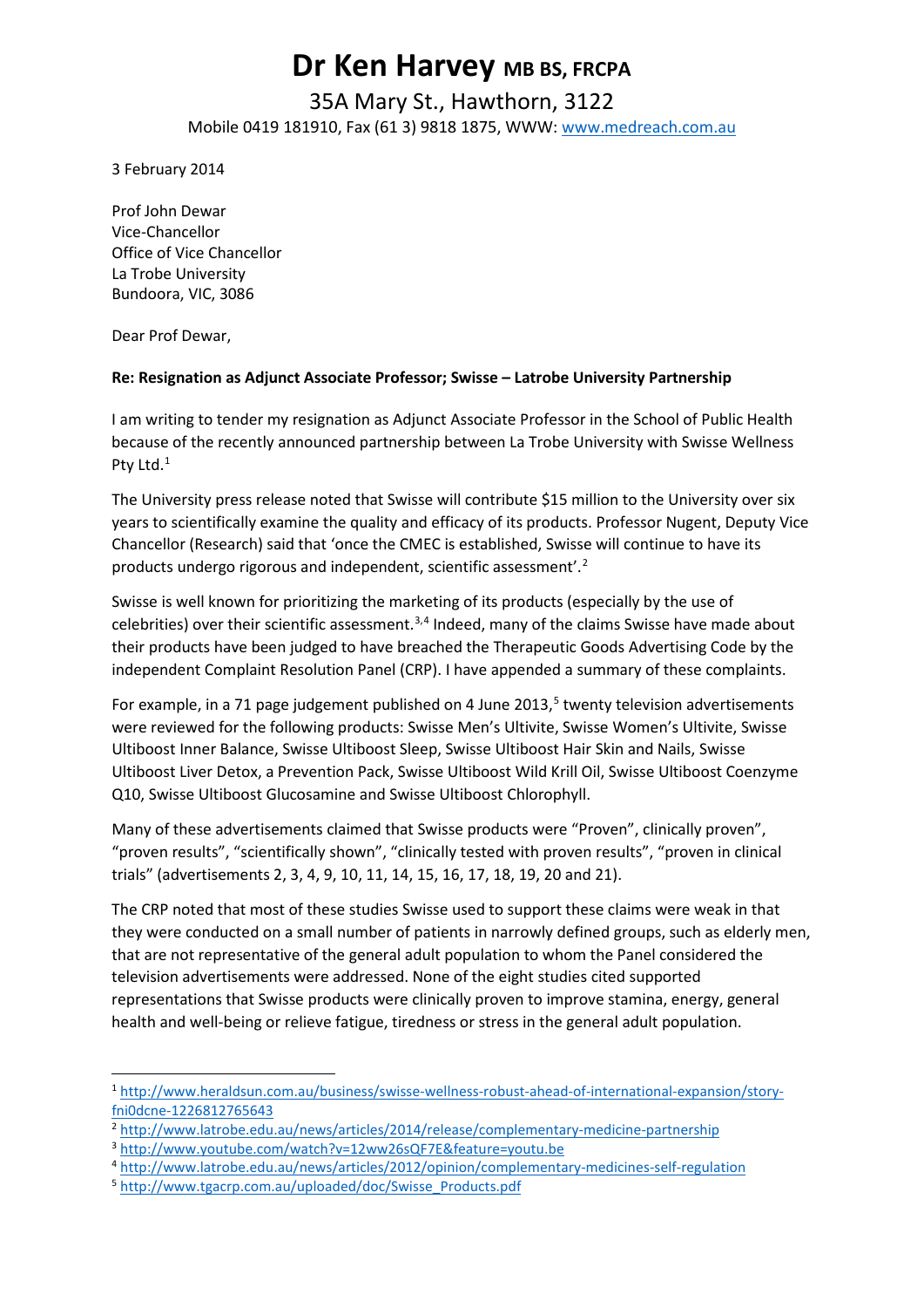# Dr Ken Harvey MB BS, FRCPA

35A Mary St., Hawthorn, 3122

Mobile 0419 181910, Fax (61 3) 9818 1875, WWW: www.medreach.com.au

3 February 2014

Prof John Dewar
Vice-Chancellor
Office of Vice Chancellor
La Trobe University
Bundoora, VIC, 3086

Dear Prof Dewar,

**Re: Resignation as Adjunct Associate Professor; Swisse – Latrobe University Partnership**

I am writing to tender my resignation as Adjunct Associate Professor in the School of Public Health because of the recently announced partnership between La Trobe University with Swisse Wellness Pty Ltd.[1]

The University press release noted that Swisse will contribute $15 million to the University over six years to scientifically examine the quality and efficacy of its products. Professor Nugent, Deputy Vice Chancellor (Research) said that 'once the CMEC is established, Swisse will continue to have its products undergo rigorous and independent, scientific assessment'.[2]

Swisse is well known for prioritizing the marketing of its products (especially by the use of celebrities) over their scientific assessment.[3,4] Indeed, many of the claims Swisse have made about their products have been judged to have breached the Therapeutic Goods Advertising Code by the independent Complaint Resolution Panel (CRP). I have appended a summary of these complaints.

For example, in a 71 page judgement published on 4 June 2013,[5] twenty television advertisements were reviewed for the following products: Swisse Men's Ultivite, Swisse Women's Ultivite, Swisse Ultiboost Inner Balance, Swisse Ultiboost Sleep, Swisse Ultiboost Hair Skin and Nails, Swisse Ultiboost Liver Detox, a Prevention Pack, Swisse Ultiboost Wild Krill Oil, Swisse Ultiboost Coenzyme Q10, Swisse Ultiboost Glucosamine and Swisse Ultiboost Chlorophyll.

Many of these advertisements claimed that Swisse products were "Proven", clinically proven", "proven results", "scientifically shown", "clinically tested with proven results", "proven in clinical trials" (advertisements 2, 3, 4, 9, 10, 11, 14, 15, 16, 17, 18, 19, 20 and 21).

The CRP noted that most of these studies Swisse used to support these claims were weak in that they were conducted on a small number of patients in narrowly defined groups, such as elderly men, that are not representative of the general adult population to whom the Panel considered the television advertisements were addressed. None of the eight studies cited supported representations that Swisse products were clinically proven to improve stamina, energy, general health and well-being or relieve fatigue, tiredness or stress in the general adult population.

---

[1] http://www.heraldsun.com.au/business/swisse-wellness-robust-ahead-of-international-expansion/story-fni0dcne-1226812765643

[2] http://www.latrobe.edu.au/news/articles/2014/release/complementary-medicine-partnership

[3] http://www.youtube.com/watch?v=12ww26sQF7E&feature=youtu.be

[4] http://www.latrobe.edu.au/news/articles/2012/opinion/complementary-medicines-self-regulation

[5] http://www.tgacrp.com.au/uploaded/doc/Swisse_Products.pdf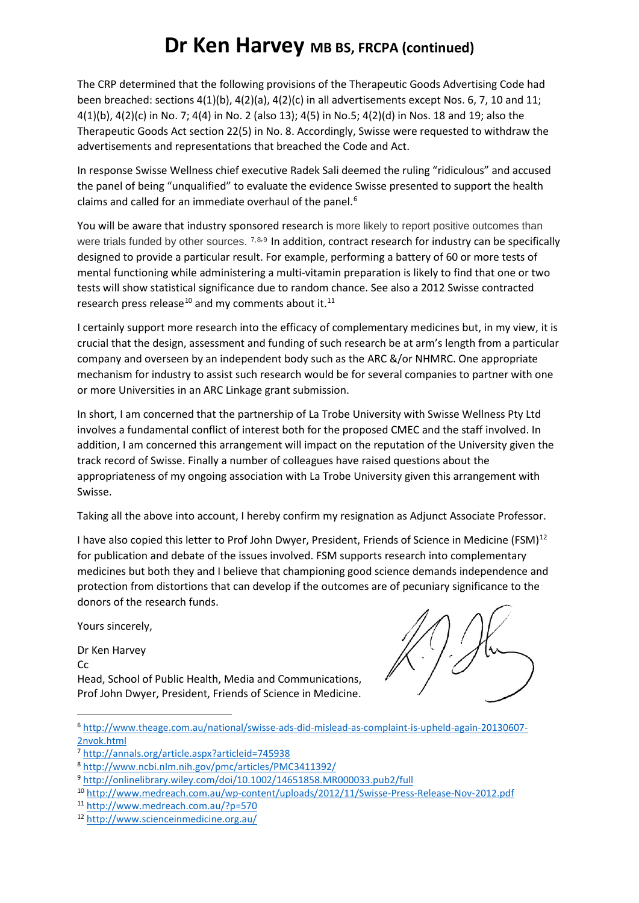# Dr Ken Harvey MB BS, FRCPA (continued)

The CRP determined that the following provisions of the Therapeutic Goods Advertising Code had been breached: sections 4(1)(b), 4(2)(a), 4(2)(c) in all advertisements except Nos. 6, 7, 10 and 11; 4(1)(b), 4(2)(c) in No. 7; 4(4) in No. 2 (also 13); 4(5) in No.5; 4(2)(d) in Nos. 18 and 19; also the Therapeutic Goods Act section 22(5) in No. 8. Accordingly, Swisse were requested to withdraw the advertisements and representations that breached the Code and Act.

In response Swisse Wellness chief executive Radek Sali deemed the ruling "ridiculous" and accused the panel of being "unqualified" to evaluate the evidence Swisse presented to support the health claims and called for an immediate overhaul of the panel.[6]

You will be aware that industry sponsored research is more likely to report positive outcomes than were trials funded by other sources. [7,8,9] In addition, contract research for industry can be specifically designed to provide a particular result. For example, performing a battery of 60 or more tests of mental functioning while administering a multi-vitamin preparation is likely to find that one or two tests will show statistical significance due to random chance. See also a 2012 Swisse contracted research press release[10] and my comments about it.[11]

I certainly support more research into the efficacy of complementary medicines but, in my view, it is crucial that the design, assessment and funding of such research be at arm's length from a particular company and overseen by an independent body such as the ARC &/or NHMRC. One appropriate mechanism for industry to assist such research would be for several companies to partner with one or more Universities in an ARC Linkage grant submission.

In short, I am concerned that the partnership of La Trobe University with Swisse Wellness Pty Ltd involves a fundamental conflict of interest both for the proposed CMEC and the staff involved. In addition, I am concerned this arrangement will impact on the reputation of the University given the track record of Swisse. Finally a number of colleagues have raised questions about the appropriateness of my ongoing association with La Trobe University given this arrangement with Swisse.

Taking all the above into account, I hereby confirm my resignation as Adjunct Associate Professor.

I have also copied this letter to Prof John Dwyer, President, Friends of Science in Medicine (FSM)[12] for publication and debate of the issues involved. FSM supports research into complementary medicines but both they and I believe that championing good science demands independence and protection from distortions that can develop if the outcomes are of pecuniary significance to the donors of the research funds.

Yours sincerely,

Dr Ken Harvey
Cc
Head, School of Public Health, Media and Communications,
Prof John Dwyer, President, Friends of Science in Medicine.

---

[6] http://www.theage.com.au/national/swisse-ads-did-mislead-as-complaint-is-upheld-again-20130607-2nvok.html
[7] http://annals.org/article.aspx?articleid=745938
[8] http://www.ncbi.nlm.nih.gov/pmc/articles/PMC3411392/
[9] http://onlinelibrary.wiley.com/doi/10.1002/14651858.MR000033.pub2/full
[10] http://www.medreach.com.au/wp-content/uploads/2012/11/Swisse-Press-Release-Nov-2012.pdf
[11] http://www.medreach.com.au/?p=570
[12] http://www.scienceinmedicine.org.au/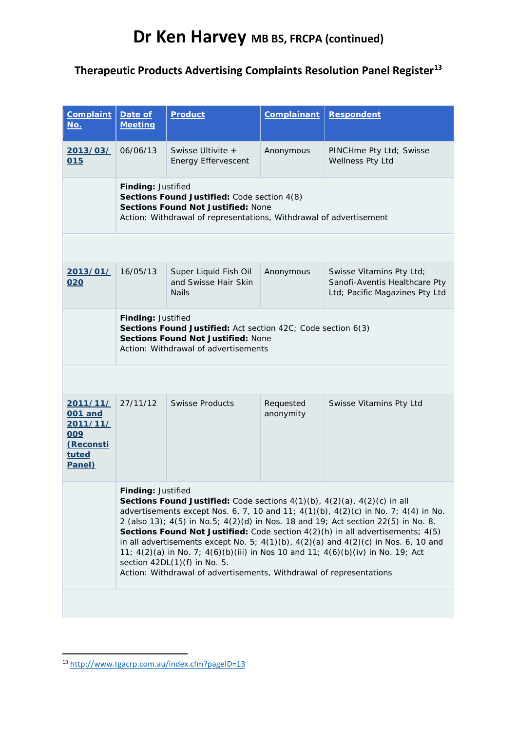# Dr Ken Harvey MB BS, FRCPA (continued)

## Therapeutic Products Advertising Complaints Resolution Panel Register[13]

| Complaint No. | Date of Meeting | Product | Complainant | Respondent |
|---|---|---|---|---|
| 2013/03/015 | 06/06/13 | Swisse Ultivite + Energy Effervescent | Anonymous | PINCHme Pty Ltd; Swisse Wellness Pty Ltd |
| | **Finding:** Justified<br>**Sections Found Justified:** Code section 4(8)<br>**Sections Found Not Justified:** None<br>Action: Withdrawal of representations, Withdrawal of advertisement | | | |
| 2013/01/020 | 16/05/13 | Super Liquid Fish Oil and Swisse Hair Skin Nails | Anonymous | Swisse Vitamins Pty Ltd; Sanofi-Aventis Healthcare Pty Ltd; Pacific Magazines Pty Ltd |
| | **Finding:** Justified<br>**Sections Found Justified:** Act section 42C; Code section 6(3)<br>**Sections Found Not Justified:** None<br>Action: Withdrawal of advertisements | | | |
| 2011/11/001 and 2011/11/009 (Reconstituted Panel) | 27/11/12 | Swisse Products | Requested anonymity | Swisse Vitamins Pty Ltd |
| | **Finding:** Justified<br>**Sections Found Justified:** Code sections 4(1)(b), 4(2)(a), 4(2)(c) in all advertisements except Nos. 6, 7, 10 and 11; 4(1)(b), 4(2)(c) in No. 7; 4(4) in No. 2 (also 13); 4(5) in No.5; 4(2)(d) in Nos. 18 and 19; Act section 22(5) in No. 8.<br>**Sections Found Not Justified:** Code section 4(2)(h) in all advertisements; 4(5) in all advertisements except No. 5; 4(1)(b), 4(2)(a) and 4(2)(c) in Nos. 6, 10 and 11; 4(2)(a) in No. 7; 4(6)(b)(iii) in Nos 10 and 11; 4(6)(b)(iv) in No. 19; Act section 42DL(1)(f) in No. 5.<br>Action: Withdrawal of advertisements, Withdrawal of representations | | | |

[13] http://www.tgacrp.com.au/index.cfm?pageID=13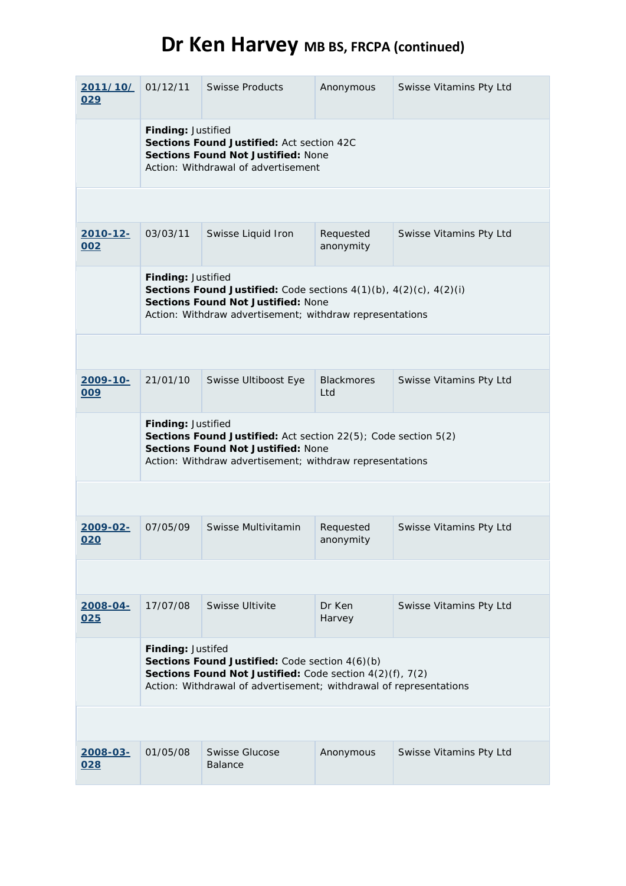# Dr Ken Harvey MB BS, FRCPA (continued)

| | | | | |
|---|---|---|---|---|
| **2011/10/029** | 01/12/11 | Swisse Products | Anonymous | Swisse Vitamins Pty Ltd |
| | **Finding:** Justified<br>**Sections Found Justified:** Act section 42C<br>**Sections Found Not Justified:** None<br>Action: Withdrawal of advertisement | | | |
| | | | | |
| **2010-12-002** | 03/03/11 | Swisse Liquid Iron | Requested anonymity | Swisse Vitamins Pty Ltd |
| | **Finding:** Justified<br>**Sections Found Justified:** Code sections 4(1)(b), 4(2)(c), 4(2)(i)<br>**Sections Found Not Justified:** None<br>Action: Withdraw advertisement; withdraw representations | | | |
| | | | | |
| **2009-10-009** | 21/01/10 | Swisse Ultiboost Eye | Blackmores Ltd | Swisse Vitamins Pty Ltd |
| | **Finding:** Justified<br>**Sections Found Justified:** Act section 22(5); Code section 5(2)<br>**Sections Found Not Justified:** None<br>Action: Withdraw advertisement; withdraw representations | | | |
| | | | | |
| **2009-02-020** | 07/05/09 | Swisse Multivitamin | Requested anonymity | Swisse Vitamins Pty Ltd |
| | | | | |
| **2008-04-025** | 17/07/08 | Swisse Ultivite | Dr Ken Harvey | Swisse Vitamins Pty Ltd |
| | **Finding:** Justifed<br>**Sections Found Justified:** Code section 4(6)(b)<br>**Sections Found Not Justified:** Code section 4(2)(f), 7(2)<br>Action: Withdrawal of advertisement; withdrawal of representations | | | |
| | | | | |
| **2008-03-028** | 01/05/08 | Swisse Glucose Balance | Anonymous | Swisse Vitamins Pty Ltd |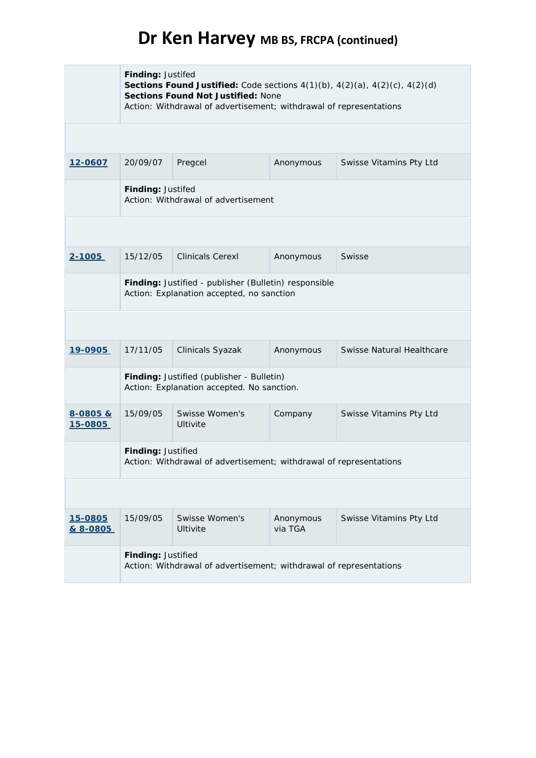# Dr Ken Harvey MB BS, FRCPA (continued)

| | | | | |
|---|---|---|---|---|
| | **Finding:** Justifed<br>**Sections Found Justified:** Code sections 4(1)(b), 4(2)(a), 4(2)(c), 4(2)(d)<br>**Sections Found Not Justified:** None<br>Action: Withdrawal of advertisement; withdrawal of representations | | | |
| | | | | |
| **12-0607** | 20/09/07 | Pregcel | Anonymous | Swisse Vitamins Pty Ltd |
| | **Finding:** Justifed<br>Action: Withdrawal of advertisement | | | |
| | | | | |
| **2-1005** | 15/12/05 | Clinicals Cerexl | Anonymous | Swisse |
| | **Finding:** Justified - publisher (Bulletin) responsible<br>Action: Explanation accepted, no sanction | | | |
| | | | | |
| **19-0905** | 17/11/05 | Clinicals Syazak | Anonymous | Swisse Natural Healthcare |
| | **Finding:** Justified (publisher - Bulletin)<br>Action: Explanation accepted. No sanction. | | | |
| **8-0805 & 15-0805** | 15/09/05 | Swisse Women's Ultivite | Company | Swisse Vitamins Pty Ltd |
| | **Finding:** Justified<br>Action: Withdrawal of advertisement; withdrawal of representations | | | |
| | | | | |
| **15-0805 & 8-0805** | 15/09/05 | Swisse Women's Ultivite | Anonymous via TGA | Swisse Vitamins Pty Ltd |
| | **Finding:** Justified<br>Action: Withdrawal of advertisement; withdrawal of representations | | | |